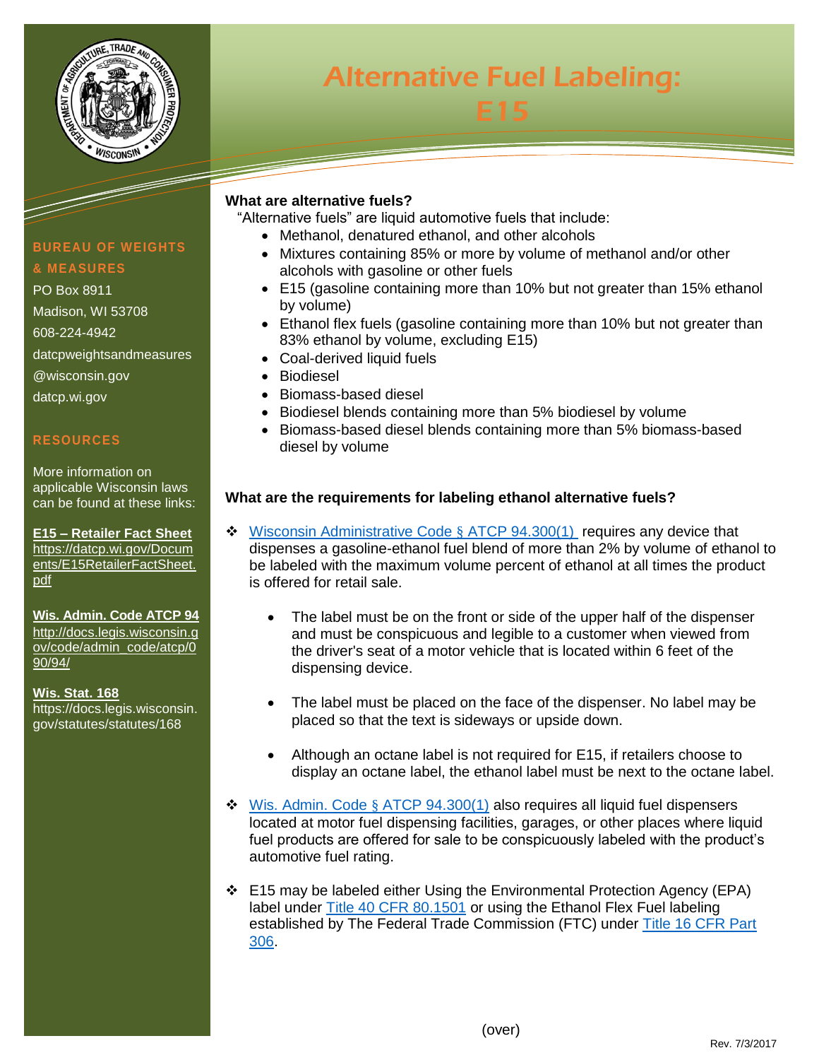# Alternative Fuel Labeling: E15

**BUREAU OF WEIGHTS & MEASURES**

PO Box 8911
Madison, WI 53708
608-224-4942
datcpweightsandmeasures@wisconsin.gov
datcp.wi.gov

**RESOURCES**

More information on applicable Wisconsin laws can be found at these links:

**E15 – Retailer Fact Sheet**
https://datcp.wi.gov/Documents/E15RetailerFactSheet.pdf

**Wis. Admin. Code ATCP 94**
http://docs.legis.wisconsin.gov/code/admin_code/atcp/090/94/

**Wis. Stat. 168**
https://docs.legis.wisconsin.gov/statutes/statutes/168

### What are alternative fuels?

"Alternative fuels" are liquid automotive fuels that include:

- Methanol, denatured ethanol, and other alcohols
- Mixtures containing 85% or more by volume of methanol and/or other alcohols with gasoline or other fuels
- E15 (gasoline containing more than 10% but not greater than 15% ethanol by volume)
- Ethanol flex fuels (gasoline containing more than 10% but not greater than 83% ethanol by volume, excluding E15)
- Coal-derived liquid fuels
- Biodiesel
- Biomass-based diesel
- Biodiesel blends containing more than 5% biodiesel by volume
- Biomass-based diesel blends containing more than 5% biomass-based diesel by volume

### What are the requirements for labeling ethanol alternative fuels?

- Wisconsin Administrative Code § ATCP 94.300(1) requires any device that dispenses a gasoline-ethanol fuel blend of more than 2% by volume of ethanol to be labeled with the maximum volume percent of ethanol at all times the product is offered for retail sale.
  - The label must be on the front or side of the upper half of the dispenser and must be conspicuous and legible to a customer when viewed from the driver's seat of a motor vehicle that is located within 6 feet of the dispensing device.
  - The label must be placed on the face of the dispenser. No label may be placed so that the text is sideways or upside down.
  - Although an octane label is not required for E15, if retailers choose to display an octane label, the ethanol label must be next to the octane label.
- Wis. Admin. Code § ATCP 94.300(1) also requires all liquid fuel dispensers located at motor fuel dispensing facilities, garages, or other places where liquid fuel products are offered for sale to be conspicuously labeled with the product's automotive fuel rating.
- E15 may be labeled either Using the Environmental Protection Agency (EPA) label under Title 40 CFR 80.1501 or using the Ethanol Flex Fuel labeling established by The Federal Trade Commission (FTC) under Title 16 CFR Part 306.

(over)

Rev. 7/3/2017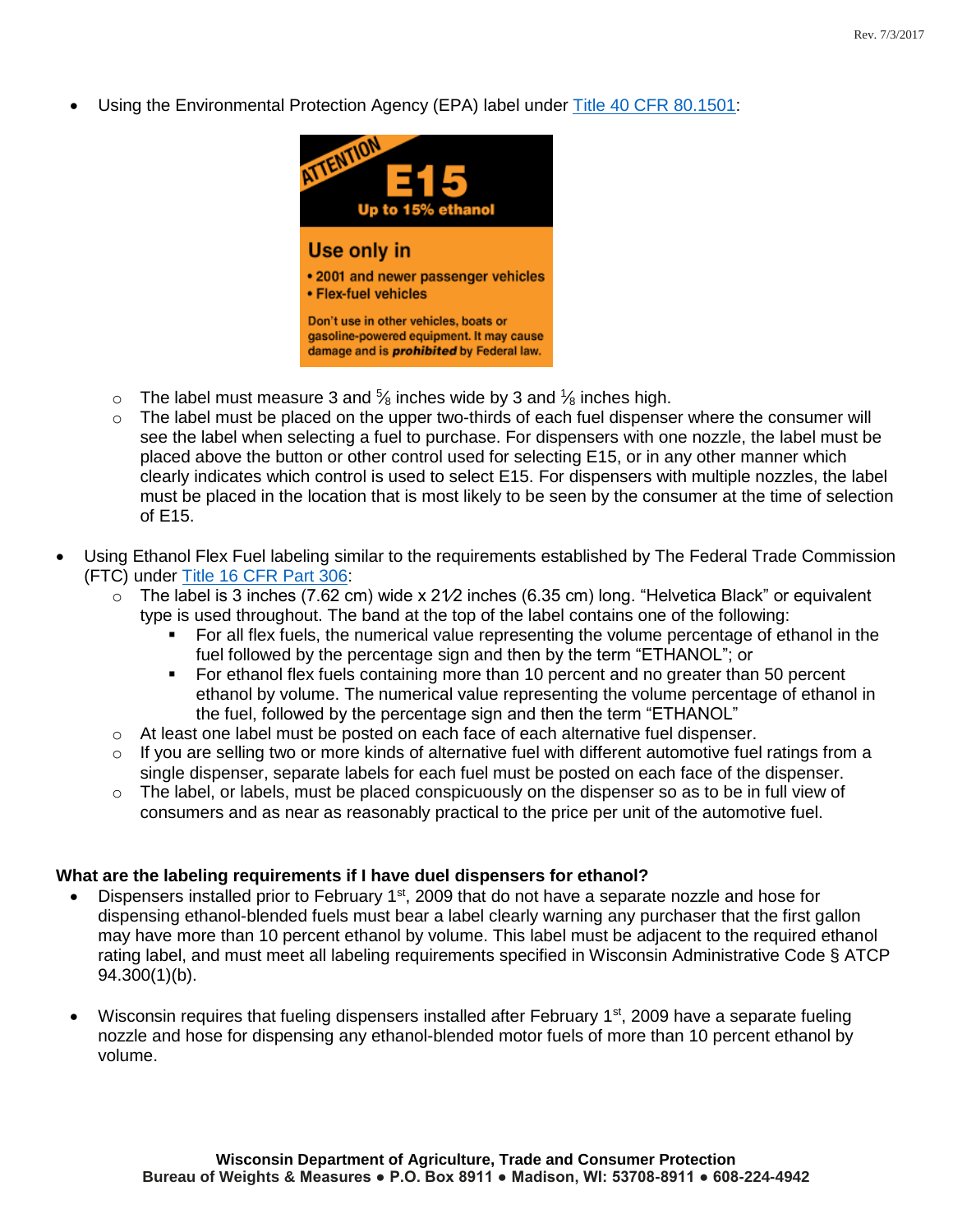- Using the Environmental Protection Agency (EPA) label under Title 40 CFR 80.1501:

ATTENTION
E15
Up to 15% ethanol
Use only in
• 2001 and newer passenger vehicles
• Flex-fuel vehicles
Don't use in other vehicles, boats or gasoline-powered equipment. It may cause damage and is ***prohibited*** by Federal law.

  - The label must measure 3 and ⅝ inches wide by 3 and ⅛ inches high.
  - The label must be placed on the upper two-thirds of each fuel dispenser where the consumer will see the label when selecting a fuel to purchase. For dispensers with one nozzle, the label must be placed above the button or other control used for selecting E15, or in any other manner which clearly indicates which control is used to select E15. For dispensers with multiple nozzles, the label must be placed in the location that is most likely to be seen by the consumer at the time of selection of E15.

- Using Ethanol Flex Fuel labeling similar to the requirements established by The Federal Trade Commission (FTC) under Title 16 CFR Part 306:
  - The label is 3 inches (7.62 cm) wide x 2½ inches (6.35 cm) long. "Helvetica Black" or equivalent type is used throughout. The band at the top of the label contains one of the following:
    - For all flex fuels, the numerical value representing the volume percentage of ethanol in the fuel followed by the percentage sign and then by the term "ETHANOL"; or
    - For ethanol flex fuels containing more than 10 percent and no greater than 50 percent ethanol by volume. The numerical value representing the volume percentage of ethanol in the fuel, followed by the percentage sign and then the term "ETHANOL"
  - At least one label must be posted on each face of each alternative fuel dispenser.
  - If you are selling two or more kinds of alternative fuel with different automotive fuel ratings from a single dispenser, separate labels for each fuel must be posted on each face of the dispenser.
  - The label, or labels, must be placed conspicuously on the dispenser so as to be in full view of consumers and as near as reasonably practical to the price per unit of the automotive fuel.

**What are the labeling requirements if I have duel dispensers for ethanol?**

- Dispensers installed prior to February 1st, 2009 that do not have a separate nozzle and hose for dispensing ethanol-blended fuels must bear a label clearly warning any purchaser that the first gallon may have more than 10 percent ethanol by volume. This label must be adjacent to the required ethanol rating label, and must meet all labeling requirements specified in Wisconsin Administrative Code § ATCP 94.300(1)(b).

- Wisconsin requires that fueling dispensers installed after February 1st, 2009 have a separate fueling nozzle and hose for dispensing any ethanol-blended motor fuels of more than 10 percent ethanol by volume.

**Wisconsin Department of Agriculture, Trade and Consumer Protection**
**Bureau of Weights & Measures ● P.O. Box 8911 ● Madison, WI: 53708-8911 ● 608-224-4942**